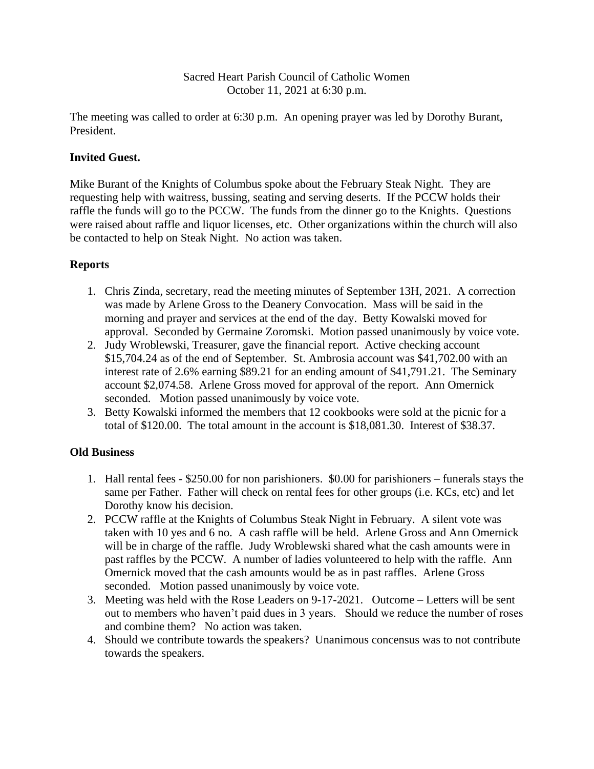Sacred Heart Parish Council of Catholic Women
October 11, 2021 at 6:30 p.m.

The meeting was called to order at 6:30 p.m. An opening prayer was led by Dorothy Burant, President.

**Invited Guest.**

Mike Burant of the Knights of Columbus spoke about the February Steak Night. They are requesting help with waitress, bussing, seating and serving deserts. If the PCCW holds their raffle the funds will go to the PCCW. The funds from the dinner go to the Knights. Questions were raised about raffle and liquor licenses, etc. Other organizations within the church will also be contacted to help on Steak Night. No action was taken.

**Reports**

1. Chris Zinda, secretary, read the meeting minutes of September 13H, 2021. A correction was made by Arlene Gross to the Deanery Convocation. Mass will be said in the morning and prayer and services at the end of the day. Betty Kowalski moved for approval. Seconded by Germaine Zoromski. Motion passed unanimously by voice vote.
2. Judy Wroblewski, Treasurer, gave the financial report. Active checking account $15,704.24 as of the end of September. St. Ambrosia account was $41,702.00 with an interest rate of 2.6% earning $89.21 for an ending amount of $41,791.21. The Seminary account $2,074.58. Arlene Gross moved for approval of the report. Ann Omernick seconded. Motion passed unanimously by voice vote.
3. Betty Kowalski informed the members that 12 cookbooks were sold at the picnic for a total of $120.00. The total amount in the account is $18,081.30. Interest of $38.37.

**Old Business**

1. Hall rental fees - $250.00 for non parishioners. $0.00 for parishioners – funerals stays the same per Father. Father will check on rental fees for other groups (i.e. KCs, etc) and let Dorothy know his decision.
2. PCCW raffle at the Knights of Columbus Steak Night in February. A silent vote was taken with 10 yes and 6 no. A cash raffle will be held. Arlene Gross and Ann Omernick will be in charge of the raffle. Judy Wroblewski shared what the cash amounts were in past raffles by the PCCW. A number of ladies volunteered to help with the raffle. Ann Omernick moved that the cash amounts would be as in past raffles. Arlene Gross seconded. Motion passed unanimously by voice vote.
3. Meeting was held with the Rose Leaders on 9-17-2021. Outcome – Letters will be sent out to members who haven't paid dues in 3 years. Should we reduce the number of roses and combine them? No action was taken.
4. Should we contribute towards the speakers? Unanimous concensus was to not contribute towards the speakers.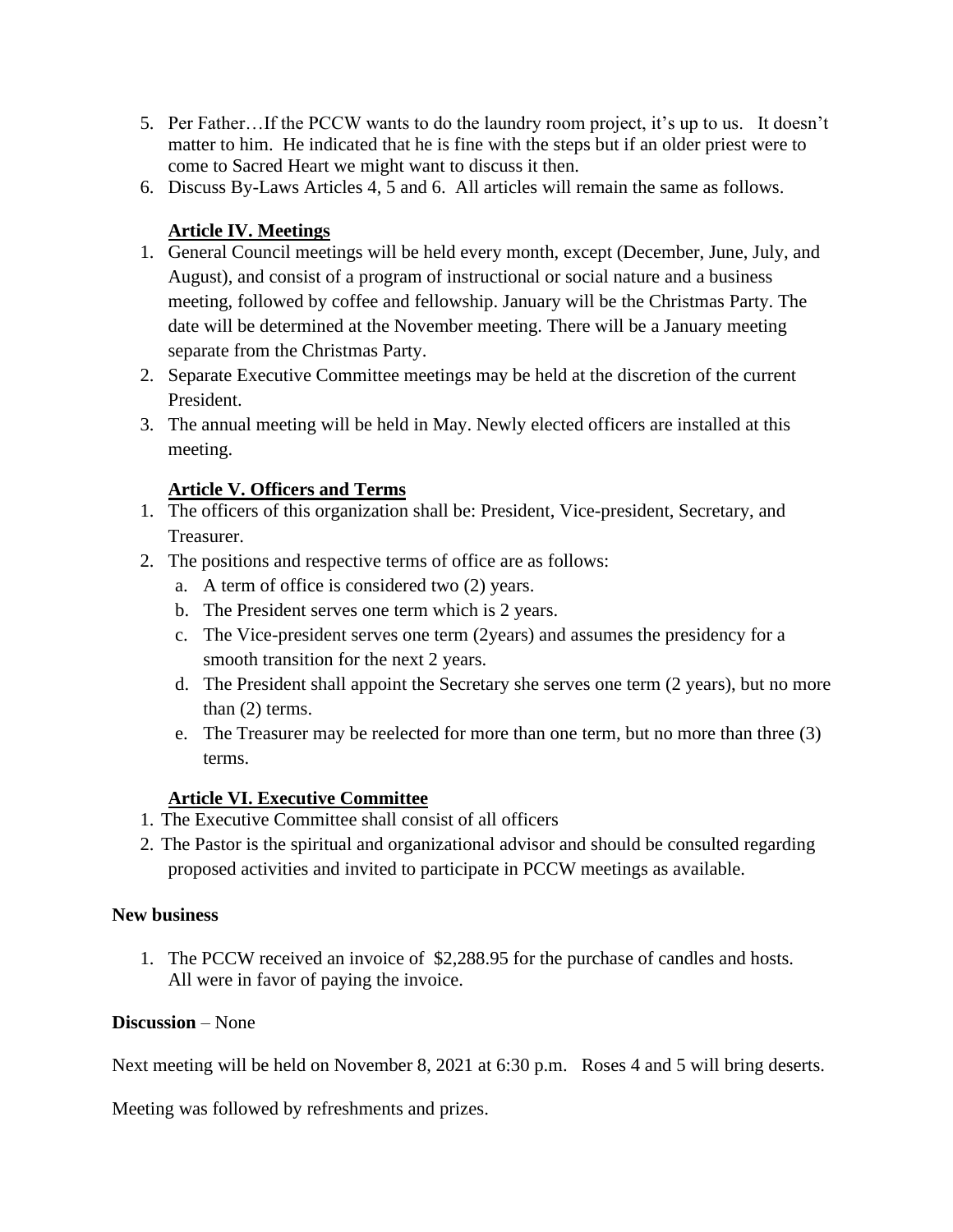5. Per Father…If the PCCW wants to do the laundry room project, it's up to us. It doesn't matter to him. He indicated that he is fine with the steps but if an older priest were to come to Sacred Heart we might want to discuss it then.
6. Discuss By-Laws Articles 4, 5 and 6. All articles will remain the same as follows.

**<u>Article IV. Meetings</u>**

1. General Council meetings will be held every month, except (December, June, July, and August), and consist of a program of instructional or social nature and a business meeting, followed by coffee and fellowship. January will be the Christmas Party. The date will be determined at the November meeting. There will be a January meeting separate from the Christmas Party.
2. Separate Executive Committee meetings may be held at the discretion of the current President.
3. The annual meeting will be held in May. Newly elected officers are installed at this meeting.

**<u>Article V. Officers and Terms</u>**

1. The officers of this organization shall be: President, Vice-president, Secretary, and Treasurer.
2. The positions and respective terms of office are as follows:
   a. A term of office is considered two (2) years.
   b. The President serves one term which is 2 years.
   c. The Vice-president serves one term (2years) and assumes the presidency for a smooth transition for the next 2 years.
   d. The President shall appoint the Secretary she serves one term (2 years), but no more than (2) terms.
   e. The Treasurer may be reelected for more than one term, but no more than three (3) terms.

**<u>Article VI. Executive Committee</u>**

1. The Executive Committee shall consist of all officers
2. The Pastor is the spiritual and organizational advisor and should be consulted regarding proposed activities and invited to participate in PCCW meetings as available.

**New business**

1. The PCCW received an invoice of $2,288.95 for the purchase of candles and hosts. All were in favor of paying the invoice.

**Discussion** – None

Next meeting will be held on November 8, 2021 at 6:30 p.m. Roses 4 and 5 will bring deserts.

Meeting was followed by refreshments and prizes.